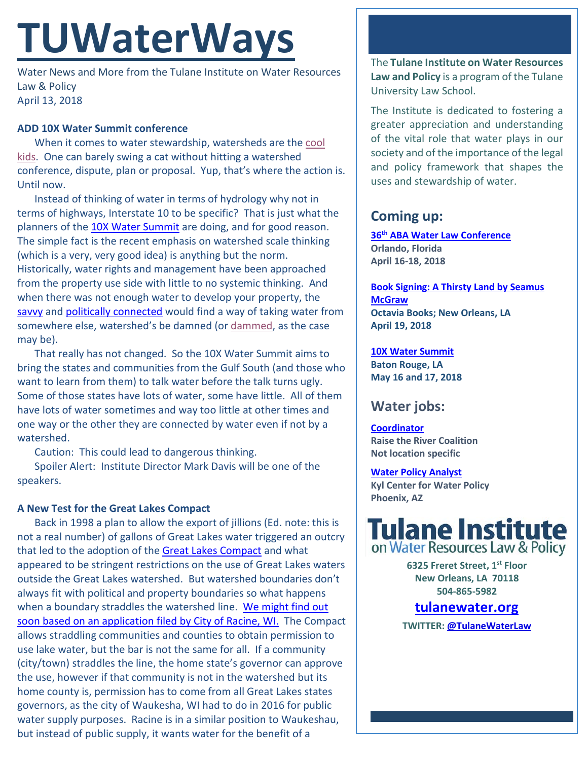# TUWaterWays

Water News and More from the Tulane Institute on Water Resources Law & Policy
April 13, 2018

**ADD 10X Water Summit conference**

When it comes to water stewardship, watersheds are the cool kids. One can barely swing a cat without hitting a watershed conference, dispute, plan or proposal. Yup, that's where the action is. Until now.

Instead of thinking of water in terms of hydrology why not in terms of highways, Interstate 10 to be specific? That is just what the planners of the 10X Water Summit are doing, and for good reason. The simple fact is the recent emphasis on watershed scale thinking (which is a very, very good idea) is anything but the norm. Historically, water rights and management have been approached from the property use side with little to no systemic thinking. And when there was not enough water to develop your property, the savvy and politically connected would find a way of taking water from somewhere else, watershed's be damned (or dammed, as the case may be).

That really has not changed. So the 10X Water Summit aims to bring the states and communities from the Gulf South (and those who want to learn from them) to talk water before the talk turns ugly. Some of those states have lots of water, some have little. All of them have lots of water sometimes and way too little at other times and one way or the other they are connected by water even if not by a watershed.

Caution: This could lead to dangerous thinking.

Spoiler Alert: Institute Director Mark Davis will be one of the speakers.

**A New Test for the Great Lakes Compact**

Back in 1998 a plan to allow the export of jillions (Ed. note: this is not a real number) of gallons of Great Lakes water triggered an outcry that led to the adoption of the Great Lakes Compact and what appeared to be stringent restrictions on the use of Great Lakes waters outside the Great Lakes watershed. But watershed boundaries don't always fit with political and property boundaries so what happens when a boundary straddles the watershed line. We might find out soon based on an application filed by City of Racine, WI. The Compact allows straddling communities and counties to obtain permission to use lake water, but the bar is not the same for all. If a community (city/town) straddles the line, the home state's governor can approve the use, however if that community is not in the watershed but its home county is, permission has to come from all Great Lakes states governors, as the city of Waukesha, WI had to do in 2016 for public water supply purposes. Racine is in a similar position to Waukeshau, but instead of public supply, it wants water for the benefit of a

The **Tulane Institute on Water Resources Law and Policy** is a program of the Tulane University Law School.

The Institute is dedicated to fostering a greater appreciation and understanding of the vital role that water plays in our society and of the importance of the legal and policy framework that shapes the uses and stewardship of water.

## Coming up:

**36th ABA Water Law Conference**
**Orlando, Florida**
**April 16-18, 2018**

**Book Signing: A Thirsty Land by Seamus McGraw**
**Octavia Books; New Orleans, LA**
**April 19, 2018**

**10X Water Summit**
**Baton Rouge, LA**
**May 16 and 17, 2018**

## Water jobs:

**Coordinator**
**Raise the River Coalition**
**Not location specific**

**Water Policy Analyst**
**Kyl Center for Water Policy**
**Phoenix, AZ**

**Tulane Institute on Water Resources Law & Policy**

**6325 Freret Street, 1st Floor**
**New Orleans, LA 70118**
**504-865-5982**

**tulanewater.org**

**TWITTER: @TulaneWaterLaw**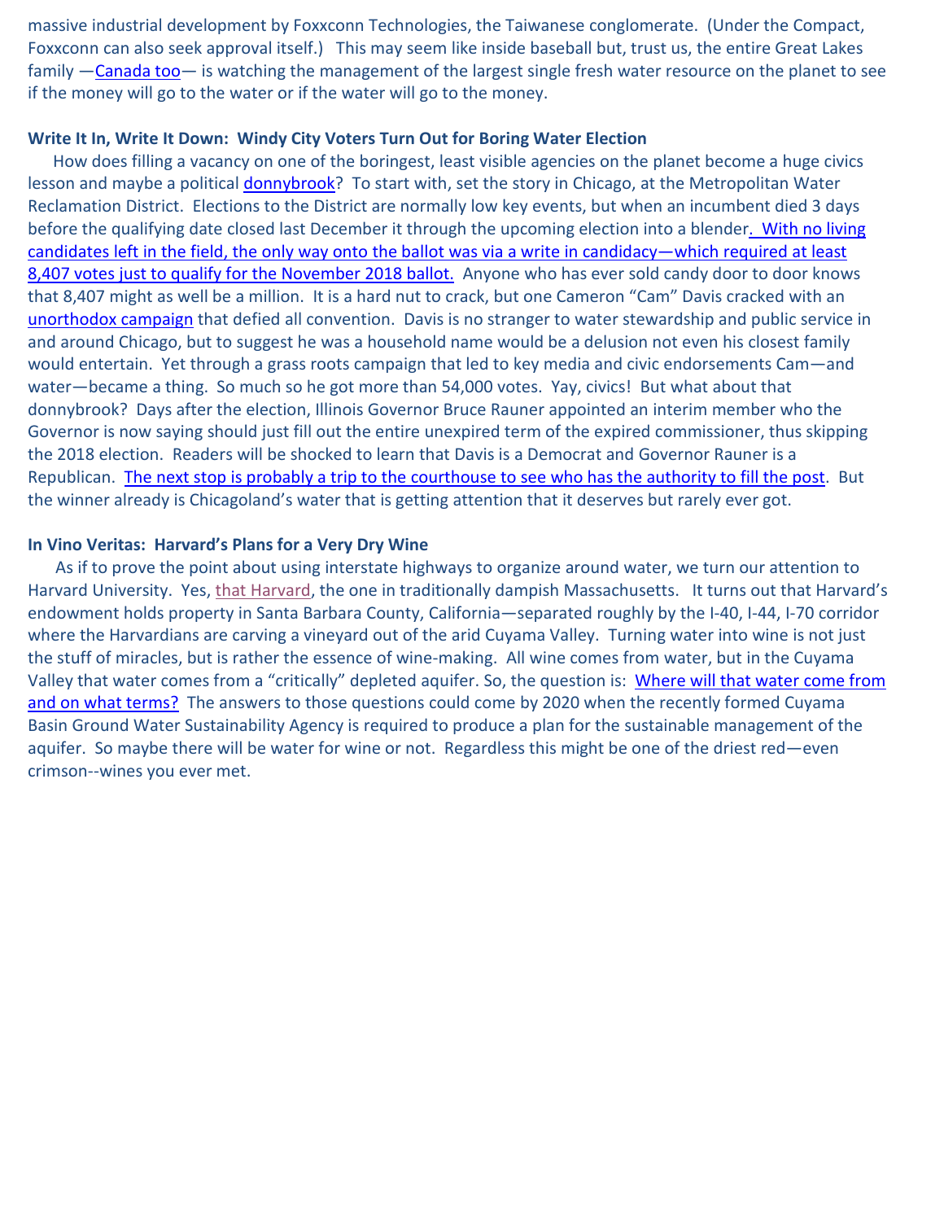massive industrial development by Foxxconn Technologies, the Taiwanese conglomerate. (Under the Compact, Foxxconn can also seek approval itself.) This may seem like inside baseball but, trust us, the entire Great Lakes family —Canada too— is watching the management of the largest single fresh water resource on the planet to see if the money will go to the water or if the water will go to the money.

**Write It In, Write It Down: Windy City Voters Turn Out for Boring Water Election**

How does filling a vacancy on one of the boringest, least visible agencies on the planet become a huge civics lesson and maybe a political donnybrook? To start with, set the story in Chicago, at the Metropolitan Water Reclamation District. Elections to the District are normally low key events, but when an incumbent died 3 days before the qualifying date closed last December it through the upcoming election into a blender. With no living candidates left in the field, the only way onto the ballot was via a write in candidacy—which required at least 8,407 votes just to qualify for the November 2018 ballot. Anyone who has ever sold candy door to door knows that 8,407 might as well be a million. It is a hard nut to crack, but one Cameron "Cam" Davis cracked with an unorthodox campaign that defied all convention. Davis is no stranger to water stewardship and public service in and around Chicago, but to suggest he was a household name would be a delusion not even his closest family would entertain. Yet through a grass roots campaign that led to key media and civic endorsements Cam—and water—became a thing. So much so he got more than 54,000 votes. Yay, civics! But what about that donnybrook? Days after the election, Illinois Governor Bruce Rauner appointed an interim member who the Governor is now saying should just fill out the entire unexpired term of the expired commissioner, thus skipping the 2018 election. Readers will be shocked to learn that Davis is a Democrat and Governor Rauner is a Republican. The next stop is probably a trip to the courthouse to see who has the authority to fill the post. But the winner already is Chicagoland's water that is getting attention that it deserves but rarely ever got.

**In Vino Veritas: Harvard's Plans for a Very Dry Wine**

As if to prove the point about using interstate highways to organize around water, we turn our attention to Harvard University. Yes, that Harvard, the one in traditionally dampish Massachusetts. It turns out that Harvard's endowment holds property in Santa Barbara County, California—separated roughly by the I-40, I-44, I-70 corridor where the Harvardians are carving a vineyard out of the arid Cuyama Valley. Turning water into wine is not just the stuff of miracles, but is rather the essence of wine-making. All wine comes from water, but in the Cuyama Valley that water comes from a "critically" depleted aquifer. So, the question is: Where will that water come from and on what terms? The answers to those questions could come by 2020 when the recently formed Cuyama Basin Ground Water Sustainability Agency is required to produce a plan for the sustainable management of the aquifer. So maybe there will be water for wine or not. Regardless this might be one of the driest red—even crimson--wines you ever met.